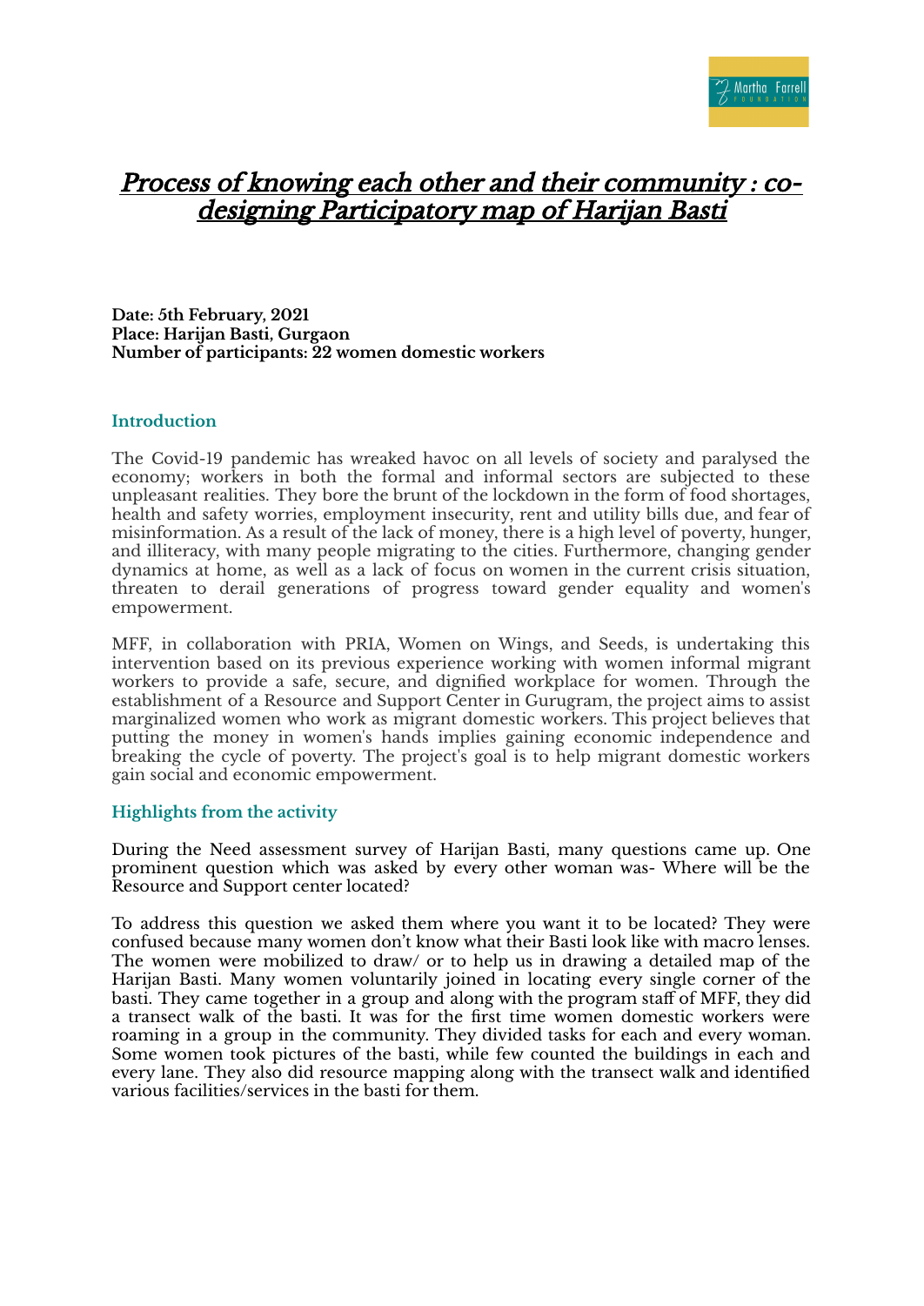# *Process of knowing each other and their community : co-designing Participatory map of Harijan Basti*

**Date: 5th February, 2021**
**Place: Harijan Basti, Gurgaon**
**Number of participants: 22 women domestic workers**

## Introduction

The Covid-19 pandemic has wreaked havoc on all levels of society and paralysed the economy; workers in both the formal and informal sectors are subjected to these unpleasant realities. They bore the brunt of the lockdown in the form of food shortages, health and safety worries, employment insecurity, rent and utility bills due, and fear of misinformation. As a result of the lack of money, there is a high level of poverty, hunger, and illiteracy, with many people migrating to the cities. Furthermore, changing gender dynamics at home, as well as a lack of focus on women in the current crisis situation, threaten to derail generations of progress toward gender equality and women's empowerment.

MFF, in collaboration with PRIA, Women on Wings, and Seeds, is undertaking this intervention based on its previous experience working with women informal migrant workers to provide a safe, secure, and dignified workplace for women. Through the establishment of a Resource and Support Center in Gurugram, the project aims to assist marginalized women who work as migrant domestic workers. This project believes that putting the money in women's hands implies gaining economic independence and breaking the cycle of poverty. The project's goal is to help migrant domestic workers gain social and economic empowerment.

## Highlights from the activity

During the Need assessment survey of Harijan Basti, many questions came up. One prominent question which was asked by every other woman was- Where will be the Resource and Support center located?

To address this question we asked them where you want it to be located? They were confused because many women don't know what their Basti look like with macro lenses. The women were mobilized to draw/ or to help us in drawing a detailed map of the Harijan Basti. Many women voluntarily joined in locating every single corner of the basti. They came together in a group and along with the program staff of MFF, they did a transect walk of the basti. It was for the first time women domestic workers were roaming in a group in the community. They divided tasks for each and every woman. Some women took pictures of the basti, while few counted the buildings in each and every lane. They also did resource mapping along with the transect walk and identified various facilities/services in the basti for them.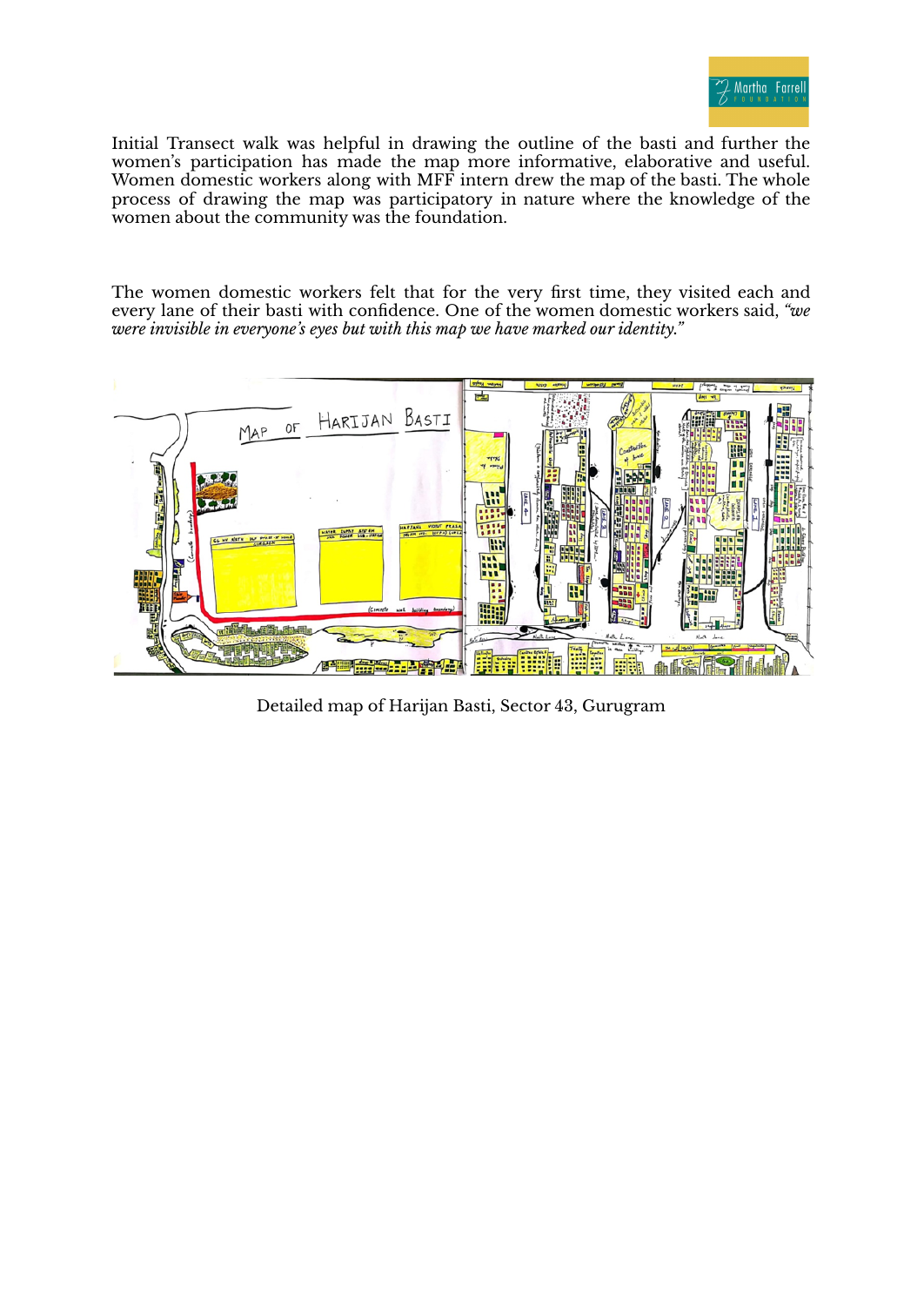Initial Transect walk was helpful in drawing the outline of the basti and further the women's participation has made the map more informative, elaborative and useful. Women domestic workers along with MFF intern drew the map of the basti. The whole process of drawing the map was participatory in nature where the knowledge of the women about the community was the foundation.

The women domestic workers felt that for the very first time, they visited each and every lane of their basti with confidence. One of the women domestic workers said, *"we were invisible in everyone's eyes but with this map we have marked our identity."*

Detailed map of Harijan Basti, Sector 43, Gurugram